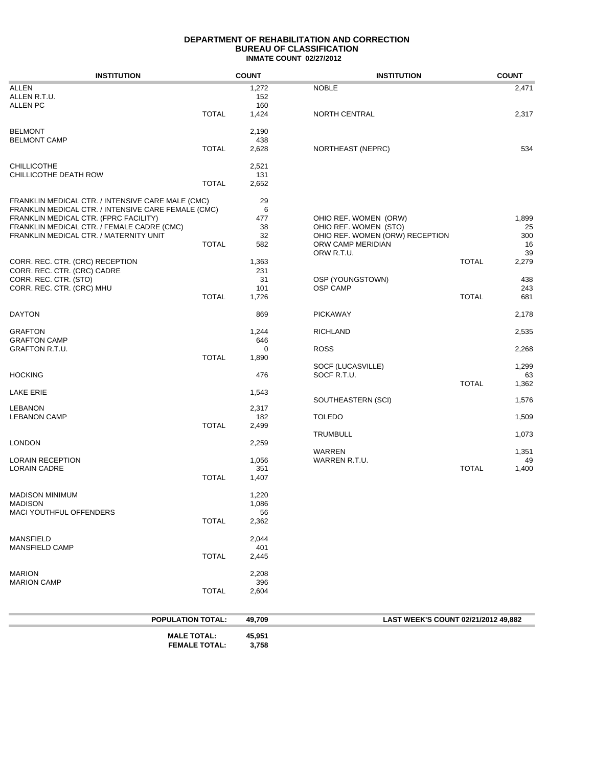# DEPARTMENT OF REHABILITATION AND CORRECTION
## BUREAU OF CLASSIFICATION
### INMATE COUNT 02/27/2012

| INSTITUTION | | COUNT |
|---|---|---|
| ALLEN | | 1,272 |
| ALLEN R.T.U. | | 152 |
| ALLEN PC | | 160 |
| | TOTAL | 1,424 |
| BELMONT | | 2,190 |
| BELMONT CAMP | | 438 |
| | TOTAL | 2,628 |
| CHILLICOTHE | | 2,521 |
| CHILLICOTHE DEATH ROW | | 131 |
| | TOTAL | 2,652 |
| FRANKLIN MEDICAL CTR. / INTENSIVE CARE MALE (CMC) | | 29 |
| FRANKLIN MEDICAL CTR. / INTENSIVE CARE FEMALE (CMC) | | 6 |
| FRANKLIN MEDICAL CTR. (FPRC FACILITY) | | 477 |
| FRANKLIN MEDICAL CTR. / FEMALE CADRE (CMC) | | 38 |
| FRANKLIN MEDICAL CTR. / MATERNITY UNIT | | 32 |
| | TOTAL | 582 |
| CORR. REC. CTR. (CRC) RECEPTION | | 1,363 |
| CORR. REC. CTR. (CRC) CADRE | | 231 |
| CORR. REC. CTR. (STO) | | 31 |
| CORR. REC. CTR. (CRC) MHU | | 101 |
| | TOTAL | 1,726 |
| DAYTON | | 869 |
| GRAFTON | | 1,244 |
| GRAFTON CAMP | | 646 |
| GRAFTON R.T.U. | | 0 |
| | TOTAL | 1,890 |
| HOCKING | | 476 |
| LAKE ERIE | | 1,543 |
| LEBANON | | 2,317 |
| LEBANON CAMP | | 182 |
| | TOTAL | 2,499 |
| LONDON | | 2,259 |
| LORAIN RECEPTION | | 1,056 |
| LORAIN CADRE | | 351 |
| | TOTAL | 1,407 |
| MADISON MINIMUM | | 1,220 |
| MADISON | | 1,086 |
| MACI YOUTHFUL OFFENDERS | | 56 |
| | TOTAL | 2,362 |
| MANSFIELD | | 2,044 |
| MANSFIELD CAMP | | 401 |
| | TOTAL | 2,445 |
| MARION | | 2,208 |
| MARION CAMP | | 396 |
| | TOTAL | 2,604 |
| NOBLE | | 2,471 |
| NORTH CENTRAL | | 2,317 |
| NORTHEAST (NEPRC) | | 534 |
| OHIO REF. WOMEN (ORW) | | 1,899 |
| OHIO REF. WOMEN (STO) | | 25 |
| OHIO REF. WOMEN (ORW) RECEPTION | | 300 |
| ORW CAMP MERIDIAN | | 16 |
| ORW R.T.U. | | 39 |
| | TOTAL | 2,279 |
| OSP (YOUNGSTOWN) | | 438 |
| OSP CAMP | | 243 |
| | TOTAL | 681 |
| PICKAWAY | | 2,178 |
| RICHLAND | | 2,535 |
| ROSS | | 2,268 |
| SOCF (LUCASVILLE) | | 1,299 |
| SOCF R.T.U. | | 63 |
| | TOTAL | 1,362 |
| SOUTHEASTERN (SCI) | | 1,576 |
| TOLEDO | | 1,509 |
| TRUMBULL | | 1,073 |
| WARREN | | 1,351 |
| WARREN R.T.U. | | 49 |
| | TOTAL | 1,400 |

**POPULATION TOTAL:** 49,709

**LAST WEEK'S COUNT 02/21/2012** 49,882

**MALE TOTAL:** 45,951

**FEMALE TOTAL:** 3,758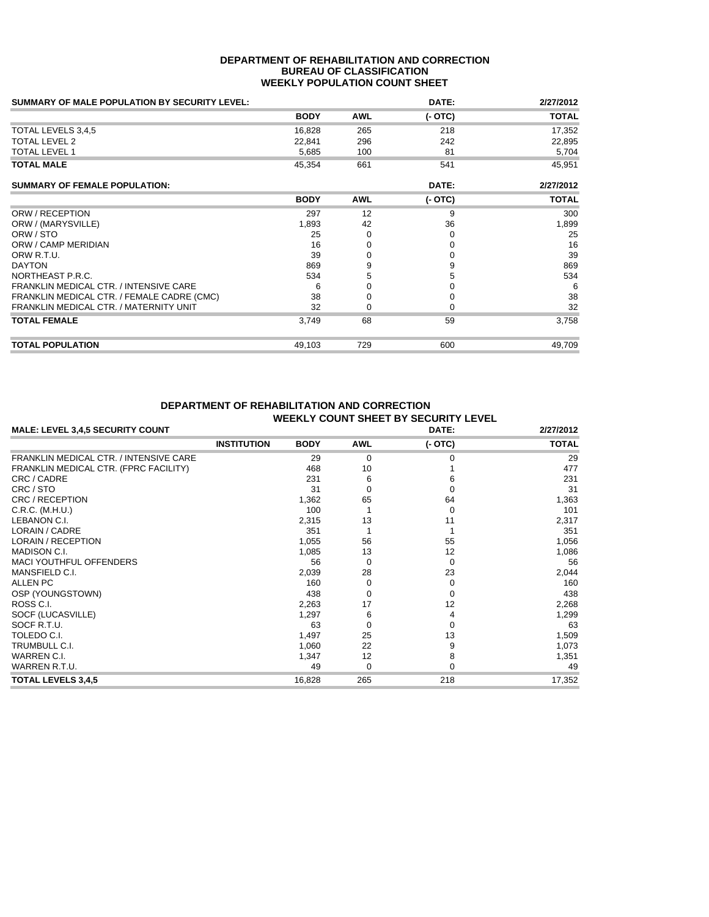# DEPARTMENT OF REHABILITATION AND CORRECTION
## BUREAU OF CLASSIFICATION
## WEEKLY POPULATION COUNT SHEET

| SUMMARY OF MALE POPULATION BY SECURITY LEVEL: | | | DATE: | 2/27/2012 |
|---|---|---|---|---|
| | **BODY** | **AWL** | **(- OTC)** | **TOTAL** |
| TOTAL LEVELS 3,4,5 | 16,828 | 265 | 218 | 17,352 |
| TOTAL LEVEL 2 | 22,841 | 296 | 242 | 22,895 |
| TOTAL LEVEL 1 | 5,685 | 100 | 81 | 5,704 |
| **TOTAL MALE** | 45,354 | 661 | 541 | 45,951 |

| SUMMARY OF FEMALE POPULATION: | | | DATE: | 2/27/2012 |
|---|---|---|---|---|
| | **BODY** | **AWL** | **(- OTC)** | **TOTAL** |
| ORW / RECEPTION | 297 | 12 | 9 | 300 |
| ORW / (MARYSVILLE) | 1,893 | 42 | 36 | 1,899 |
| ORW / STO | 25 | 0 | 0 | 25 |
| ORW / CAMP MERIDIAN | 16 | 0 | 0 | 16 |
| ORW R.T.U. | 39 | 0 | 0 | 39 |
| DAYTON | 869 | 9 | 9 | 869 |
| NORTHEAST P.R.C. | 534 | 5 | 5 | 534 |
| FRANKLIN MEDICAL CTR. / INTENSIVE CARE | 6 | 0 | 0 | 6 |
| FRANKLIN MEDICAL CTR. / FEMALE CADRE (CMC) | 38 | 0 | 0 | 38 |
| FRANKLIN MEDICAL CTR. / MATERNITY UNIT | 32 | 0 | 0 | 32 |
| **TOTAL FEMALE** | 3,749 | 68 | 59 | 3,758 |
| | | | | |
| **TOTAL POPULATION** | 49,103 | 729 | 600 | 49,709 |

# DEPARTMENT OF REHABILITATION AND CORRECTION
## WEEKLY COUNT SHEET BY SECURITY LEVEL

| MALE: LEVEL 3,4,5 SECURITY COUNT | | | DATE: | 2/27/2012 |
|---|---|---|---|---|
| **INSTITUTION** | **BODY** | **AWL** | **(- OTC)** | **TOTAL** |
| FRANKLIN MEDICAL CTR. / INTENSIVE CARE | 29 | 0 | 0 | 29 |
| FRANKLIN MEDICAL CTR. (FPRC FACILITY) | 468 | 10 | 1 | 477 |
| CRC / CADRE | 231 | 6 | 6 | 231 |
| CRC / STO | 31 | 0 | 0 | 31 |
| CRC / RECEPTION | 1,362 | 65 | 64 | 1,363 |
| C.R.C. (M.H.U.) | 100 | 1 | 0 | 101 |
| LEBANON C.I. | 2,315 | 13 | 11 | 2,317 |
| LORAIN / CADRE | 351 | 1 | 1 | 351 |
| LORAIN / RECEPTION | 1,055 | 56 | 55 | 1,056 |
| MADISON C.I. | 1,085 | 13 | 12 | 1,086 |
| MACI YOUTHFUL OFFENDERS | 56 | 0 | 0 | 56 |
| MANSFIELD C.I. | 2,039 | 28 | 23 | 2,044 |
| ALLEN PC | 160 | 0 | 0 | 160 |
| OSP (YOUNGSTOWN) | 438 | 0 | 0 | 438 |
| ROSS C.I. | 2,263 | 17 | 12 | 2,268 |
| SOCF (LUCASVILLE) | 1,297 | 6 | 4 | 1,299 |
| SOCF R.T.U. | 63 | 0 | 0 | 63 |
| TOLEDO C.I. | 1,497 | 25 | 13 | 1,509 |
| TRUMBULL C.I. | 1,060 | 22 | 9 | 1,073 |
| WARREN C.I. | 1,347 | 12 | 8 | 1,351 |
| WARREN R.T.U. | 49 | 0 | 0 | 49 |
| **TOTAL LEVELS 3,4,5** | 16,828 | 265 | 218 | 17,352 |